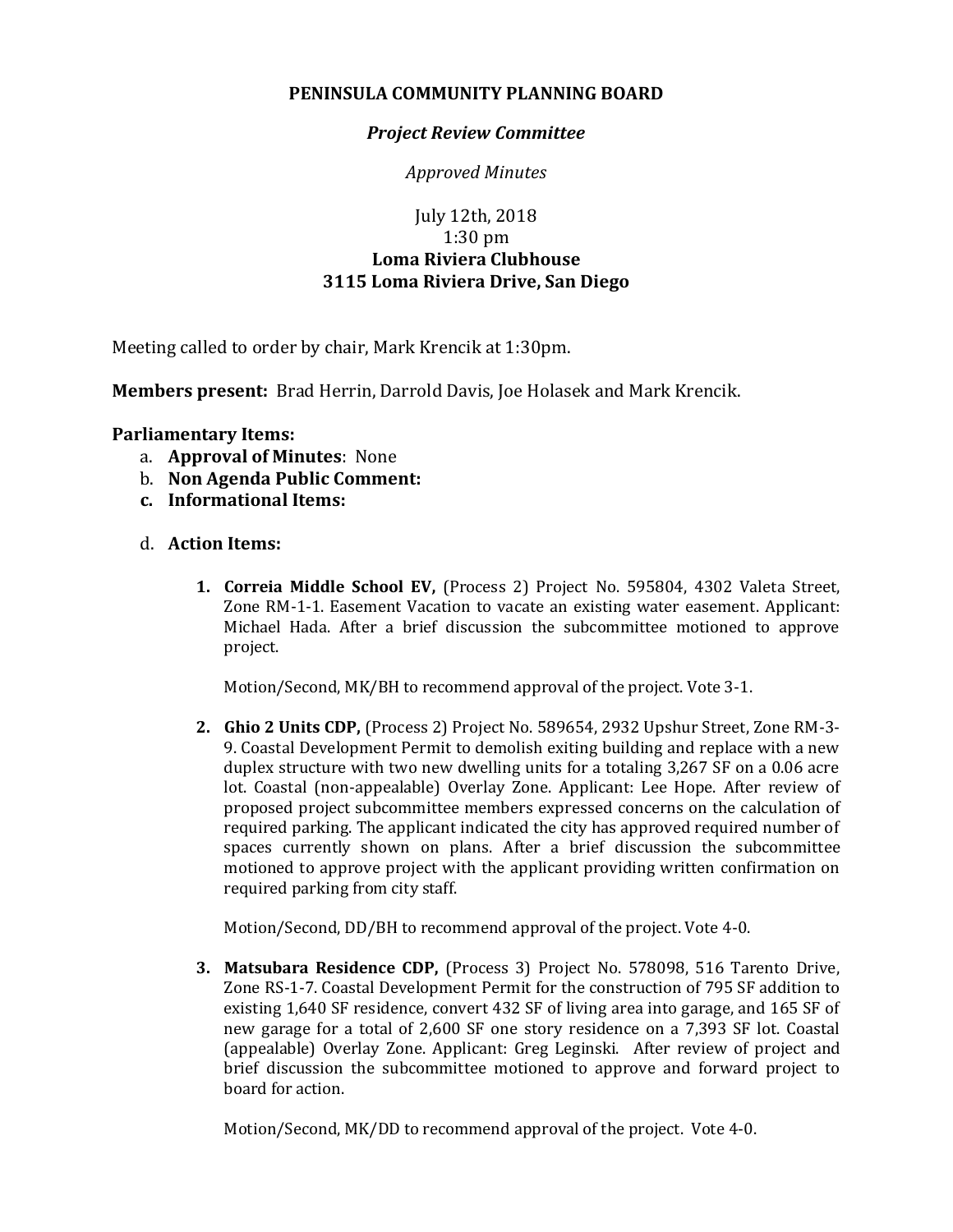**PENINSULA COMMUNITY PLANNING BOARD**

***Project Review Committee***

*Approved Minutes*

July 12th, 2018
1:30 pm
**Loma Riviera Clubhouse**
**3115 Loma Riviera Drive, San Diego**

Meeting called to order by chair, Mark Krencik at 1:30pm.

**Members present:** Brad Herrin, Darrold Davis, Joe Holasek and Mark Krencik.

**Parliamentary Items:**

a. **Approval of Minutes**: None
b. **Non Agenda Public Comment:**
c. **Informational Items:**

d. **Action Items:**

1. **Correia Middle School EV,** (Process 2) Project No. 595804, 4302 Valeta Street, Zone RM-1-1. Easement Vacation to vacate an existing water easement. Applicant: Michael Hada. After a brief discussion the subcommittee motioned to approve project.

   Motion/Second, MK/BH to recommend approval of the project. Vote 3-1.

2. **Ghio 2 Units CDP,** (Process 2) Project No. 589654, 2932 Upshur Street, Zone RM-3-9. Coastal Development Permit to demolish exiting building and replace with a new duplex structure with two new dwelling units for a totaling 3,267 SF on a 0.06 acre lot. Coastal (non-appealable) Overlay Zone. Applicant: Lee Hope. After review of proposed project subcommittee members expressed concerns on the calculation of required parking. The applicant indicated the city has approved required number of spaces currently shown on plans. After a brief discussion the subcommittee motioned to approve project with the applicant providing written confirmation on required parking from city staff.

   Motion/Second, DD/BH to recommend approval of the project. Vote 4-0.

3. **Matsubara Residence CDP,** (Process 3) Project No. 578098, 516 Tarento Drive, Zone RS-1-7. Coastal Development Permit for the construction of 795 SF addition to existing 1,640 SF residence, convert 432 SF of living area into garage, and 165 SF of new garage for a total of 2,600 SF one story residence on a 7,393 SF lot. Coastal (appealable) Overlay Zone. Applicant: Greg Leginski. After review of project and brief discussion the subcommittee motioned to approve and forward project to board for action.

   Motion/Second, MK/DD to recommend approval of the project. Vote 4-0.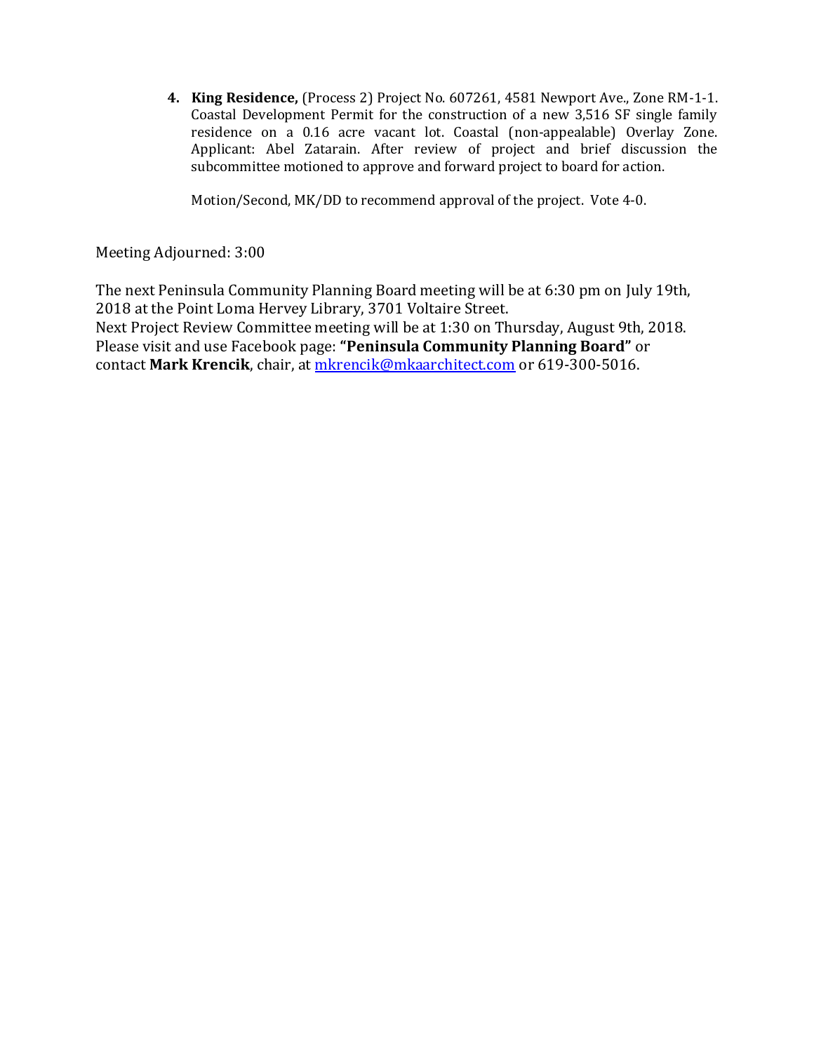4. **King Residence,** (Process 2) Project No. 607261, 4581 Newport Ave., Zone RM-1-1. Coastal Development Permit for the construction of a new 3,516 SF single family residence on a 0.16 acre vacant lot. Coastal (non-appealable) Overlay Zone. Applicant: Abel Zatarain. After review of project and brief discussion the subcommittee motioned to approve and forward project to board for action.

   Motion/Second, MK/DD to recommend approval of the project. Vote 4-0.

Meeting Adjourned: 3:00

The next Peninsula Community Planning Board meeting will be at 6:30 pm on July 19th, 2018 at the Point Loma Hervey Library, 3701 Voltaire Street.
Next Project Review Committee meeting will be at 1:30 on Thursday, August 9th, 2018.
Please visit and use Facebook page: **"Peninsula Community Planning Board"** or contact **Mark Krencik**, chair, at mkrencik@mkaarchitect.com or 619-300-5016.